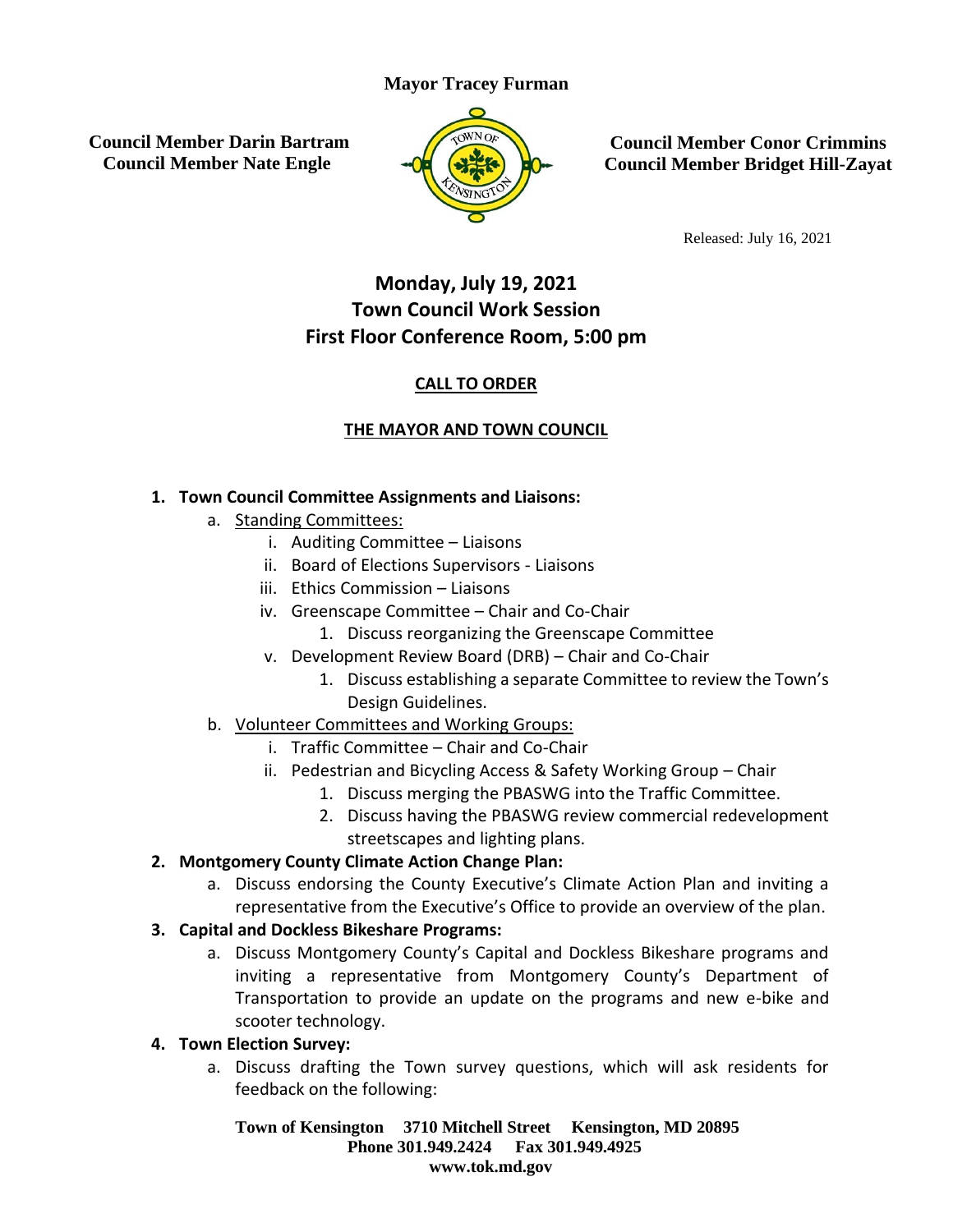**Mayor Tracey Furman**

**Council Member Darin Bartram**
**Council Member Nate Engle**

**Council Member Conor Crimmins**
**Council Member Bridget Hill-Zayat**

Released: July 16, 2021

# Monday, July 19, 2021
# Town Council Work Session
# First Floor Conference Room, 5:00 pm

**CALL TO ORDER**

**THE MAYOR AND TOWN COUNCIL**

1. **Town Council Committee Assignments and Liaisons:**
   a. Standing Committees:
      i. Auditing Committee – Liaisons
      ii. Board of Elections Supervisors - Liaisons
      iii. Ethics Commission – Liaisons
      iv. Greenscape Committee – Chair and Co-Chair
         1. Discuss reorganizing the Greenscape Committee
      v. Development Review Board (DRB) – Chair and Co-Chair
         1. Discuss establishing a separate Committee to review the Town's Design Guidelines.
   b. Volunteer Committees and Working Groups:
      i. Traffic Committee – Chair and Co-Chair
      ii. Pedestrian and Bicycling Access & Safety Working Group – Chair
         1. Discuss merging the PBASWG into the Traffic Committee.
         2. Discuss having the PBASWG review commercial redevelopment streetscapes and lighting plans.
2. **Montgomery County Climate Action Change Plan:**
   a. Discuss endorsing the County Executive's Climate Action Plan and inviting a representative from the Executive's Office to provide an overview of the plan.
3. **Capital and Dockless Bikeshare Programs:**
   a. Discuss Montgomery County's Capital and Dockless Bikeshare programs and inviting a representative from Montgomery County's Department of Transportation to provide an update on the programs and new e-bike and scooter technology.
4. **Town Election Survey:**
   a. Discuss drafting the Town survey questions, which will ask residents for feedback on the following:

**Town of Kensington 3710 Mitchell Street Kensington, MD 20895**
**Phone 301.949.2424 Fax 301.949.4925**
**www.tok.md.gov**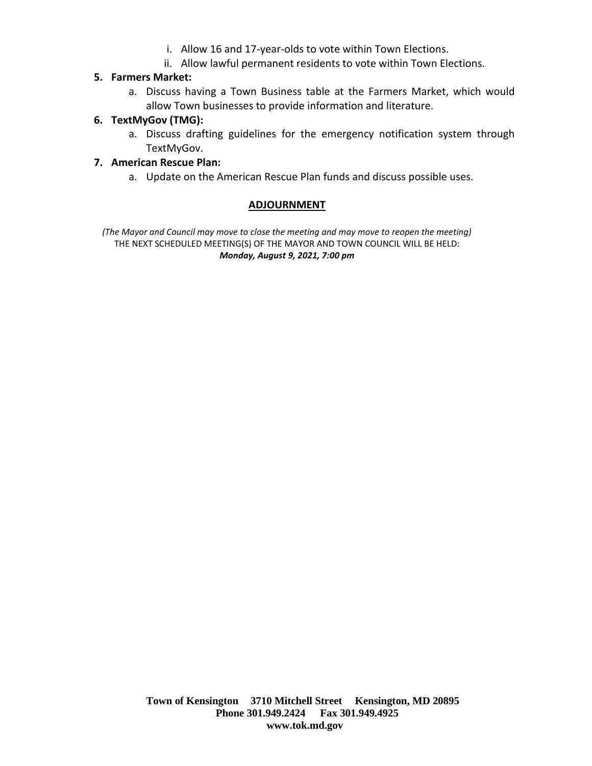i. Allow 16 and 17-year-olds to vote within Town Elections.
   ii. Allow lawful permanent residents to vote within Town Elections.

5. **Farmers Market:**
   a. Discuss having a Town Business table at the Farmers Market, which would allow Town businesses to provide information and literature.

6. **TextMyGov (TMG):**
   a. Discuss drafting guidelines for the emergency notification system through TextMyGov.

7. **American Rescue Plan:**
   a. Update on the American Rescue Plan funds and discuss possible uses.

## ADJOURNMENT

*(The Mayor and Council may move to close the meeting and may move to reopen the meeting)*

THE NEXT SCHEDULED MEETING(S) OF THE MAYOR AND TOWN COUNCIL WILL BE HELD:

***Monday, August 9, 2021, 7:00 pm***

**Town of Kensington 3710 Mitchell Street Kensington, MD 20895**
**Phone 301.949.2424 Fax 301.949.4925**
**www.tok.md.gov**